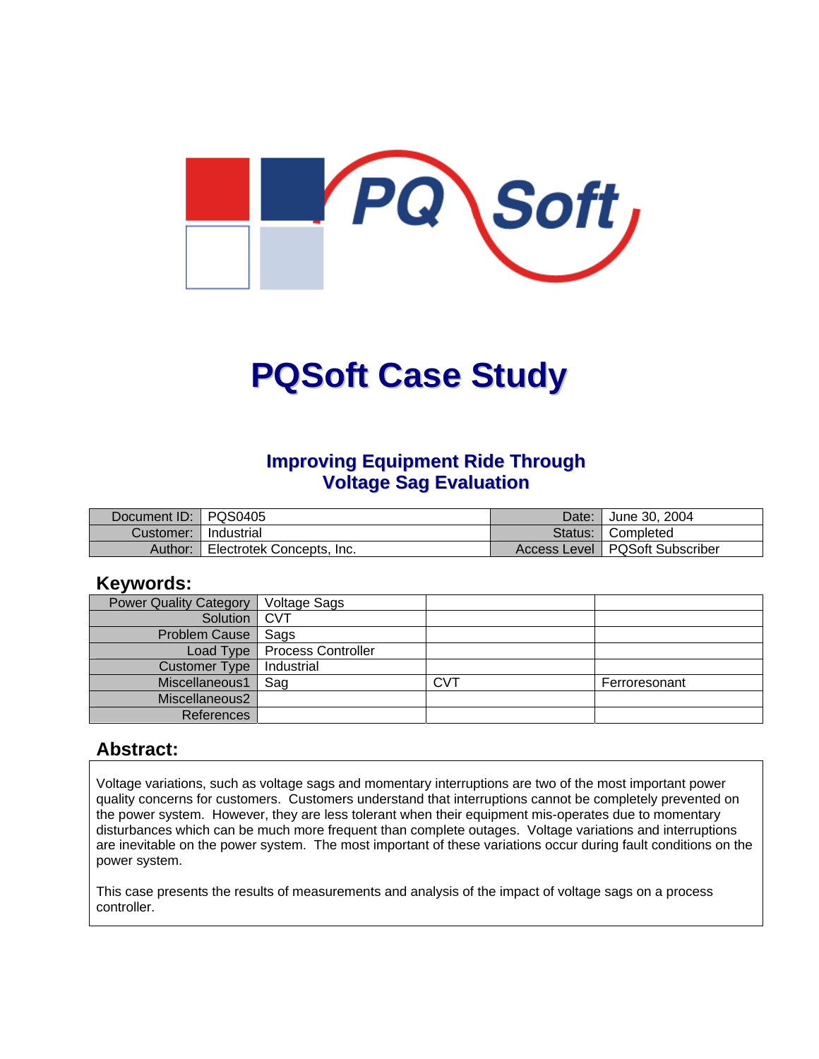# PQSoft Case Study

## Improving Equipment Ride Through
## Voltage Sag Evaluation

| Document ID: | PQS0405 | Date: | June 30, 2004 |
|---|---|---|---|
| Customer: | Industrial | Status: | Completed |
| Author: | Electrotek Concepts, Inc. | Access Level | PQSoft Subscriber |

## Keywords:

| Power Quality Category | Voltage Sags | | |
|---|---|---|---|
| Solution | CVT | | |
| Problem Cause | Sags | | |
| Load Type | Process Controller | | |
| Customer Type | Industrial | | |
| Miscellaneous1 | Sag | CVT | Ferroresonant |
| Miscellaneous2 | | | |
| References | | | |

## Abstract:

Voltage variations, such as voltage sags and momentary interruptions are two of the most important power quality concerns for customers. Customers understand that interruptions cannot be completely prevented on the power system. However, they are less tolerant when their equipment mis-operates due to momentary disturbances which can be much more frequent than complete outages. Voltage variations and interruptions are inevitable on the power system. The most important of these variations occur during fault conditions on the power system.

This case presents the results of measurements and analysis of the impact of voltage sags on a process controller.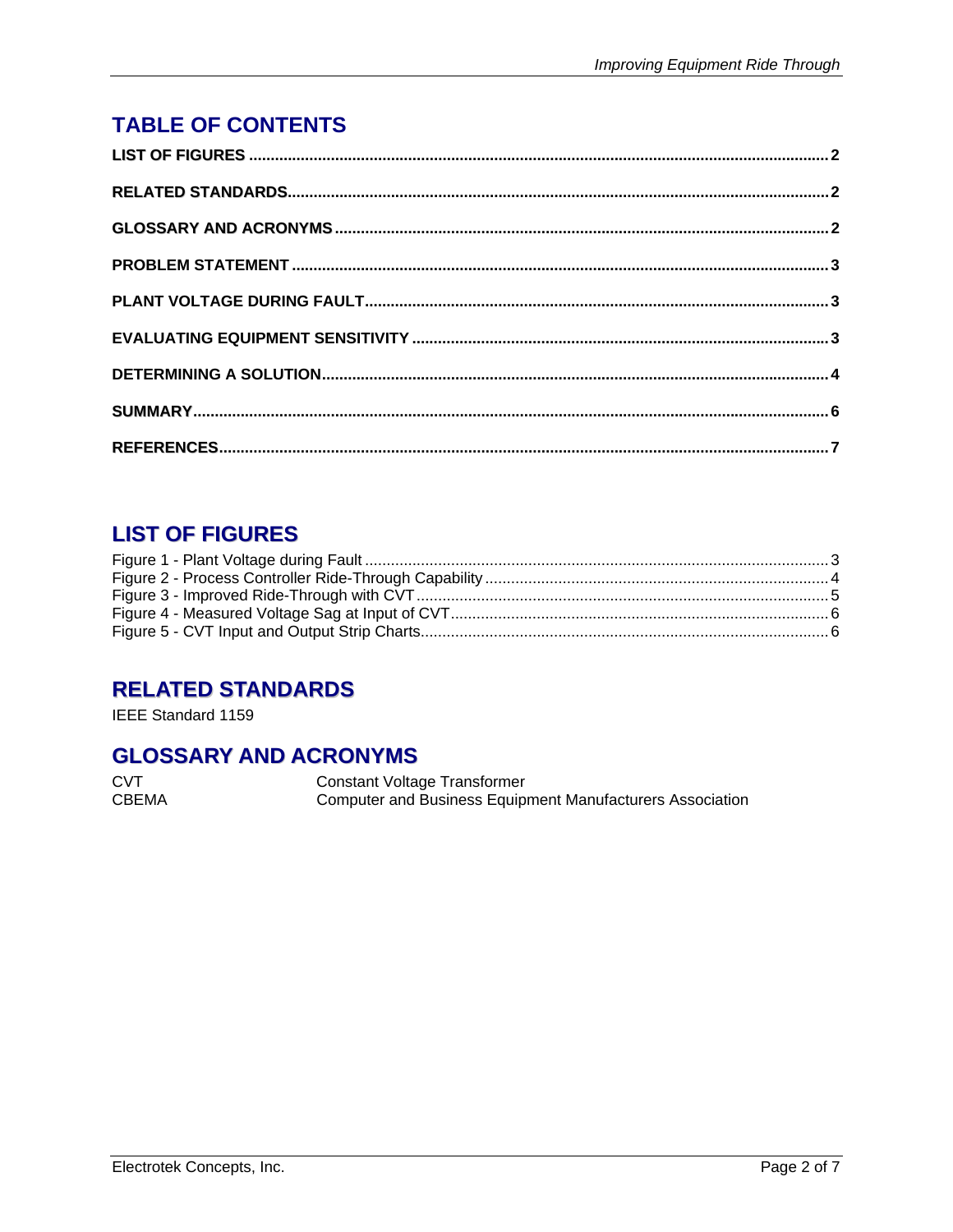# TABLE OF CONTENTS

**LIST OF FIGURES** .......... **2**

**RELATED STANDARDS** .......... **2**

**GLOSSARY AND ACRONYMS** .......... **2**

**PROBLEM STATEMENT** .......... **3**

**PLANT VOLTAGE DURING FAULT** .......... **3**

**EVALUATING EQUIPMENT SENSITIVITY** .......... **3**

**DETERMINING A SOLUTION** .......... **4**

**SUMMARY** .......... **6**

**REFERENCES** .......... **7**

# LIST OF FIGURES

Figure 1 - Plant Voltage during Fault .......... 3
Figure 2 - Process Controller Ride-Through Capability .......... 4
Figure 3 - Improved Ride-Through with CVT .......... 5
Figure 4 - Measured Voltage Sag at Input of CVT .......... 6
Figure 5 - CVT Input and Output Strip Charts .......... 6

# RELATED STANDARDS

IEEE Standard 1159

# GLOSSARY AND ACRONYMS

| | |
|---|---|
| CVT | Constant Voltage Transformer |
| CBEMA | Computer and Business Equipment Manufacturers Association |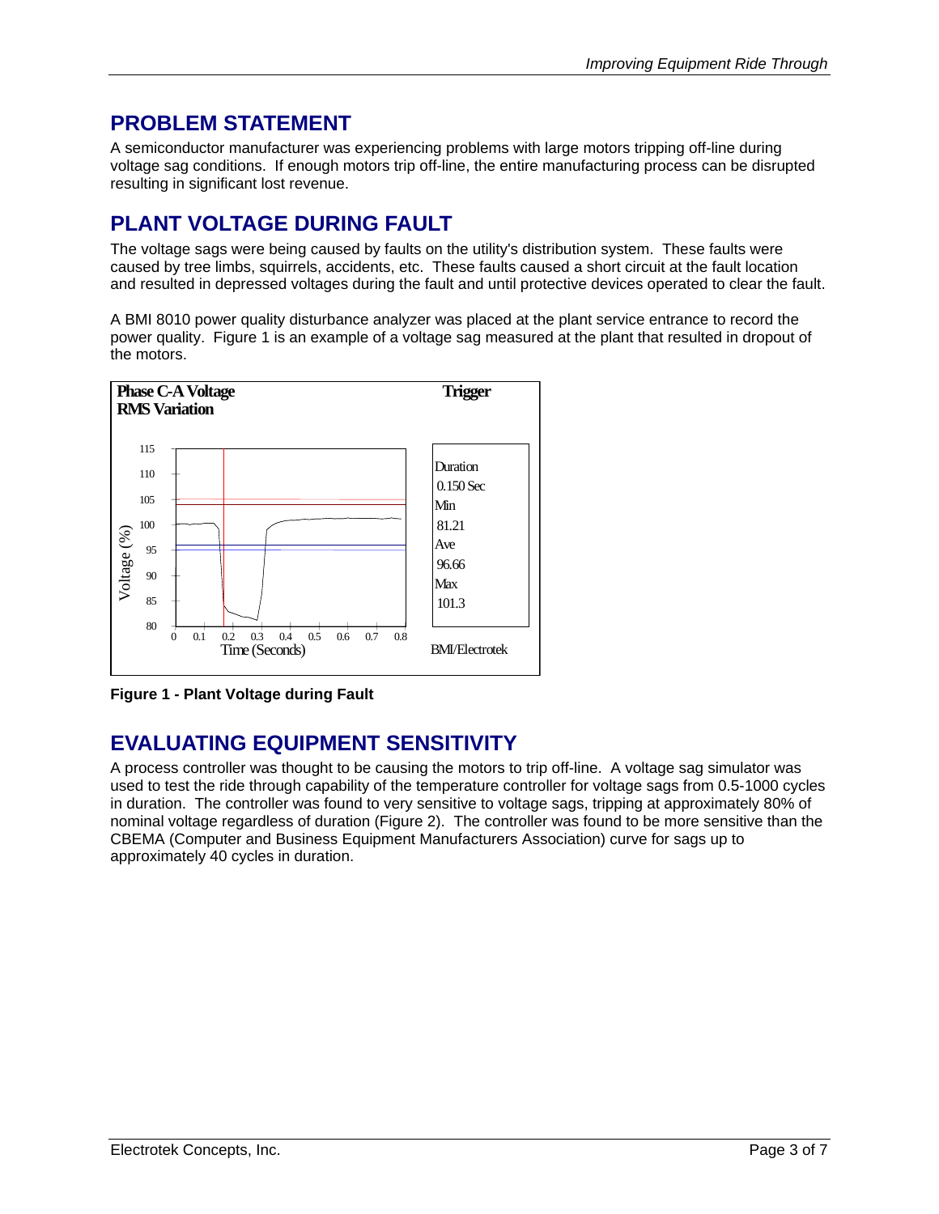## PROBLEM STATEMENT

A semiconductor manufacturer was experiencing problems with large motors tripping off-line during voltage sag conditions. If enough motors trip off-line, the entire manufacturing process can be disrupted resulting in significant lost revenue.

## PLANT VOLTAGE DURING FAULT

The voltage sags were being caused by faults on the utility's distribution system. These faults were caused by tree limbs, squirrels, accidents, etc. These faults caused a short circuit at the fault location and resulted in depressed voltages during the fault and until protective devices operated to clear the fault.

A BMI 8010 power quality disturbance analyzer was placed at the plant service entrance to record the power quality. Figure 1 is an example of a voltage sag measured at the plant that resulted in dropout of the motors.

**Figure 1 - Plant Voltage during Fault**

## EVALUATING EQUIPMENT SENSITIVITY

A process controller was thought to be causing the motors to trip off-line. A voltage sag simulator was used to test the ride through capability of the temperature controller for voltage sags from 0.5-1000 cycles in duration. The controller was found to very sensitive to voltage sags, tripping at approximately 80% of nominal voltage regardless of duration (Figure 2). The controller was found to be more sensitive than the CBEMA (Computer and Business Equipment Manufacturers Association) curve for sags up to approximately 40 cycles in duration.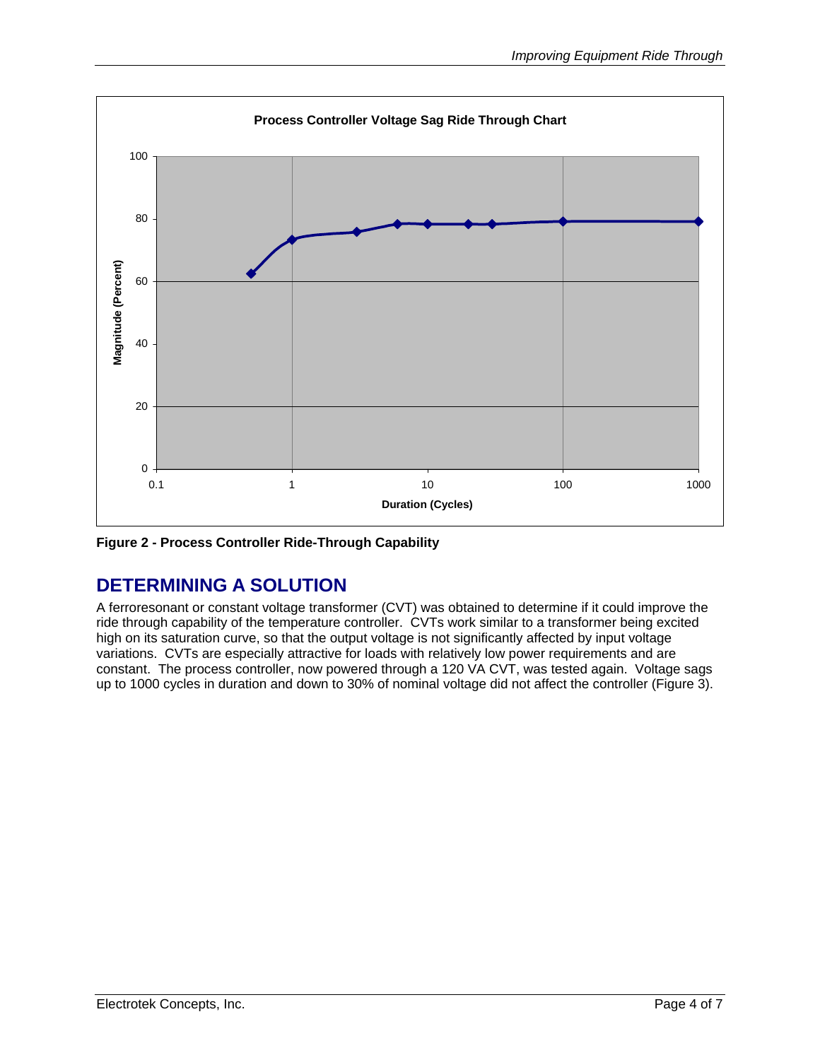**Figure 2 - Process Controller Ride-Through Capability**

## DETERMINING A SOLUTION

A ferroresonant or constant voltage transformer (CVT) was obtained to determine if it could improve the ride through capability of the temperature controller. CVTs work similar to a transformer being excited high on its saturation curve, so that the output voltage is not significantly affected by input voltage variations. CVTs are especially attractive for loads with relatively low power requirements and are constant. The process controller, now powered through a 120 VA CVT, was tested again. Voltage sags up to 1000 cycles in duration and down to 30% of nominal voltage did not affect the controller (Figure 3).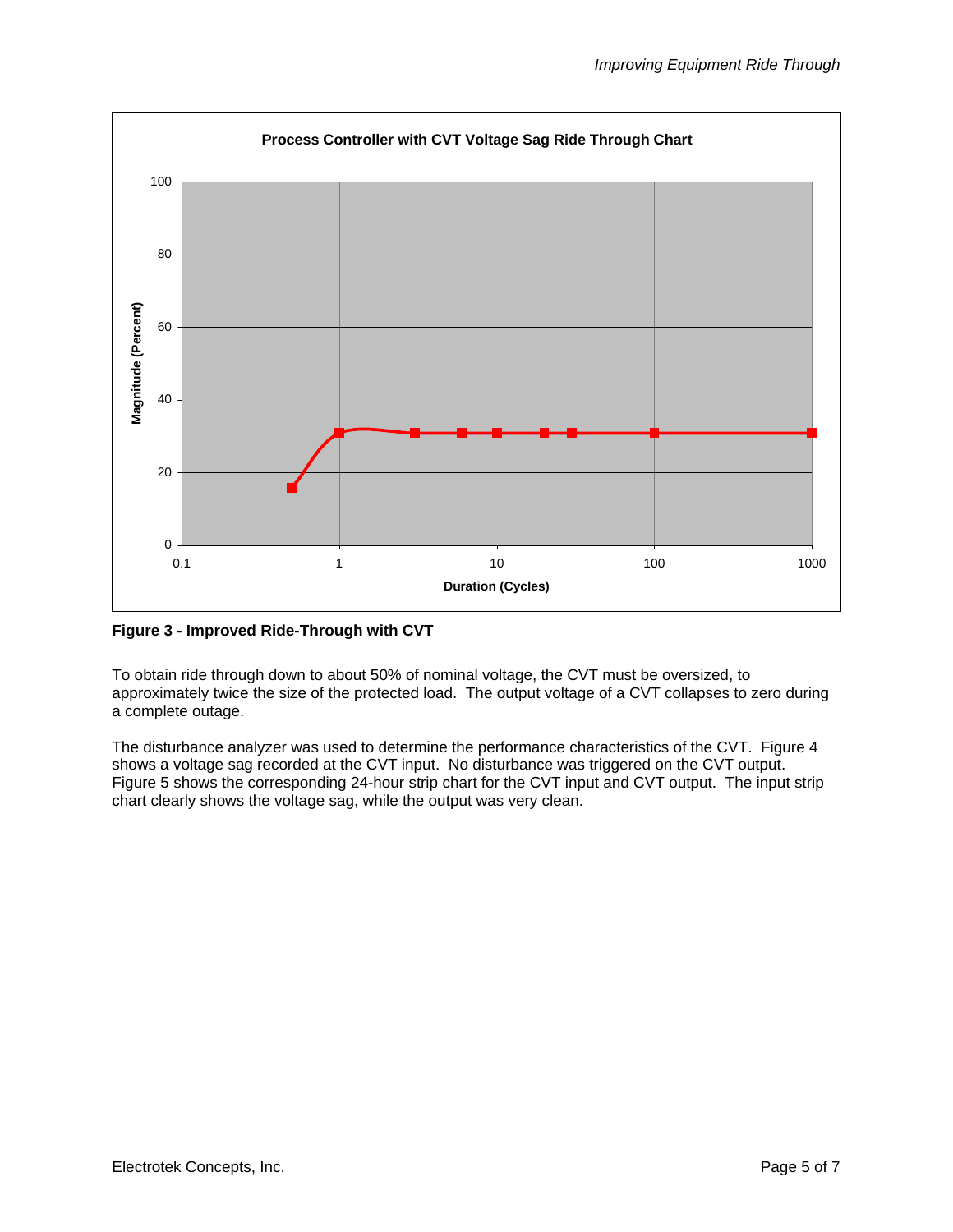**Figure 3 - Improved Ride-Through with CVT**

To obtain ride through down to about 50% of nominal voltage, the CVT must be oversized, to approximately twice the size of the protected load. The output voltage of a CVT collapses to zero during a complete outage.

The disturbance analyzer was used to determine the performance characteristics of the CVT. Figure 4 shows a voltage sag recorded at the CVT input. No disturbance was triggered on the CVT output. Figure 5 shows the corresponding 24-hour strip chart for the CVT input and CVT output. The input strip chart clearly shows the voltage sag, while the output was very clean.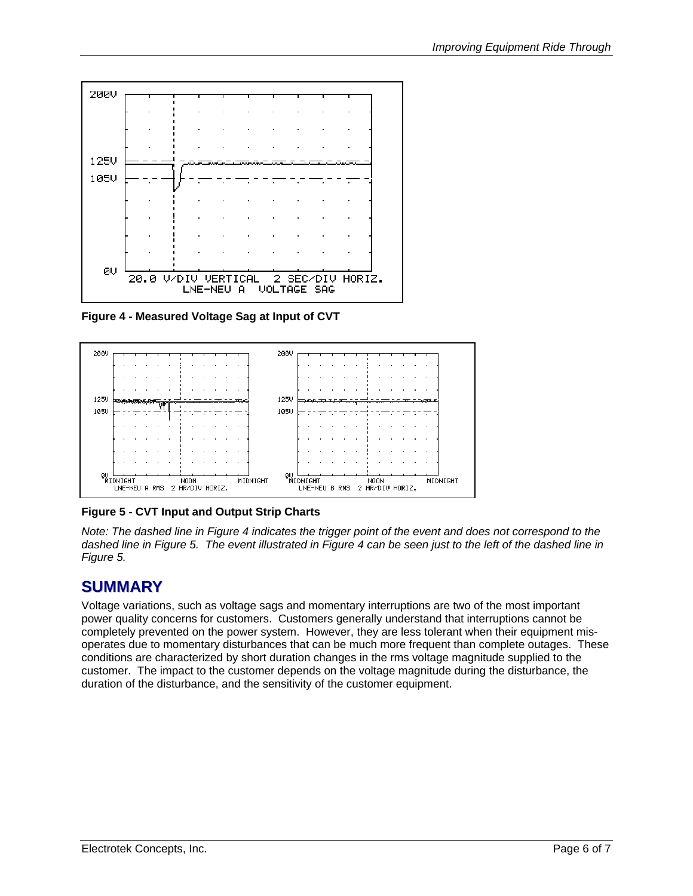**Figure 4 - Measured Voltage Sag at Input of CVT**

**Figure 5 - CVT Input and Output Strip Charts**

*Note: The dashed line in Figure 4 indicates the trigger point of the event and does not correspond to the dashed line in Figure 5. The event illustrated in Figure 4 can be seen just to the left of the dashed line in Figure 5.*

## SUMMARY

Voltage variations, such as voltage sags and momentary interruptions are two of the most important power quality concerns for customers. Customers generally understand that interruptions cannot be completely prevented on the power system. However, they are less tolerant when their equipment mis-operates due to momentary disturbances that can be much more frequent than complete outages. These conditions are characterized by short duration changes in the rms voltage magnitude supplied to the customer. The impact to the customer depends on the voltage magnitude during the disturbance, the duration of the disturbance, and the sensitivity of the customer equipment.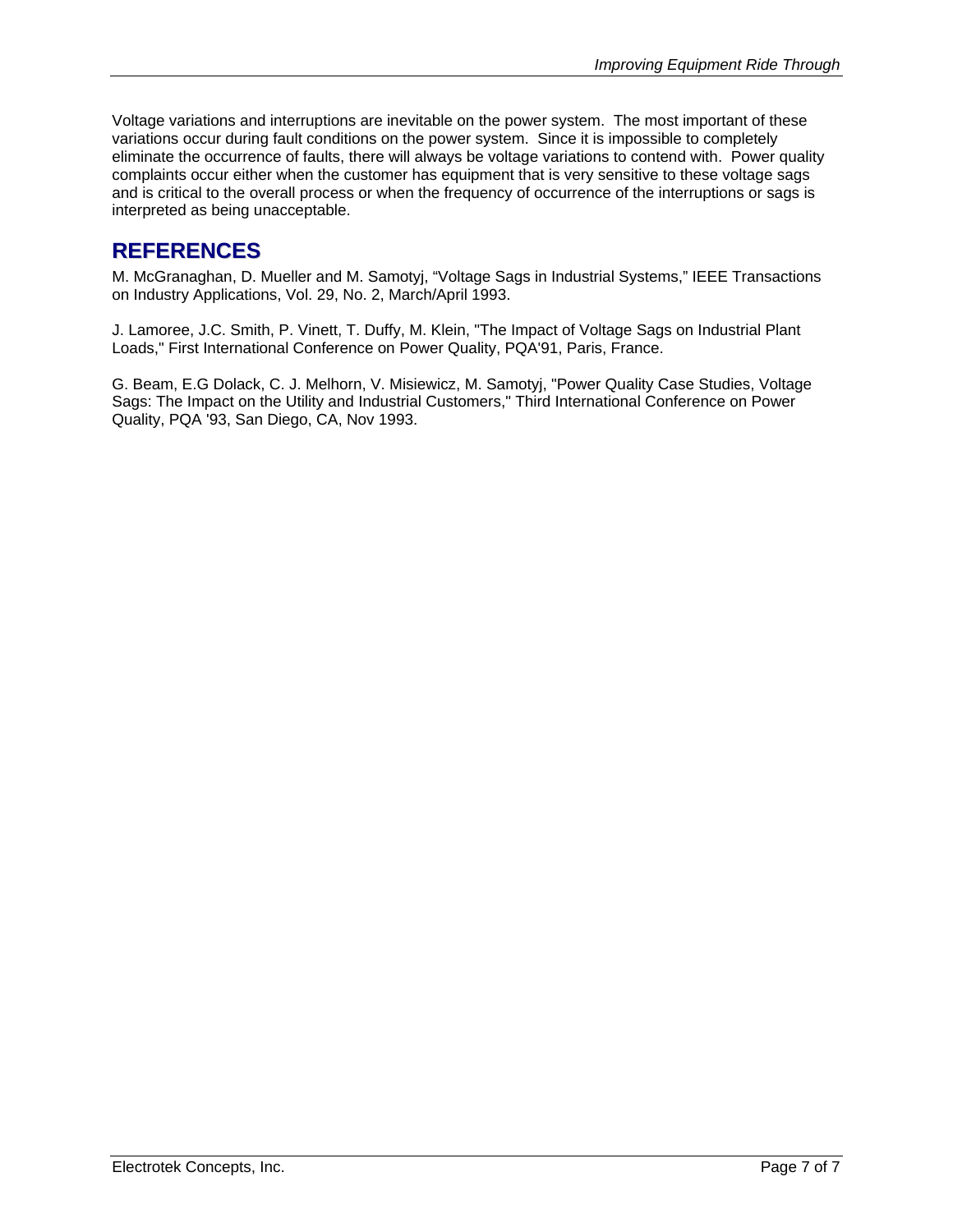Voltage variations and interruptions are inevitable on the power system. The most important of these variations occur during fault conditions on the power system. Since it is impossible to completely eliminate the occurrence of faults, there will always be voltage variations to contend with. Power quality complaints occur either when the customer has equipment that is very sensitive to these voltage sags and is critical to the overall process or when the frequency of occurrence of the interruptions or sags is interpreted as being unacceptable.

## REFERENCES

M. McGranaghan, D. Mueller and M. Samotyj, "Voltage Sags in Industrial Systems," IEEE Transactions on Industry Applications, Vol. 29, No. 2, March/April 1993.

J. Lamoree, J.C. Smith, P. Vinett, T. Duffy, M. Klein, "The Impact of Voltage Sags on Industrial Plant Loads," First International Conference on Power Quality, PQA'91, Paris, France.

G. Beam, E.G Dolack, C. J. Melhorn, V. Misiewicz, M. Samotyj, "Power Quality Case Studies, Voltage Sags: The Impact on the Utility and Industrial Customers," Third International Conference on Power Quality, PQA '93, San Diego, CA, Nov 1993.